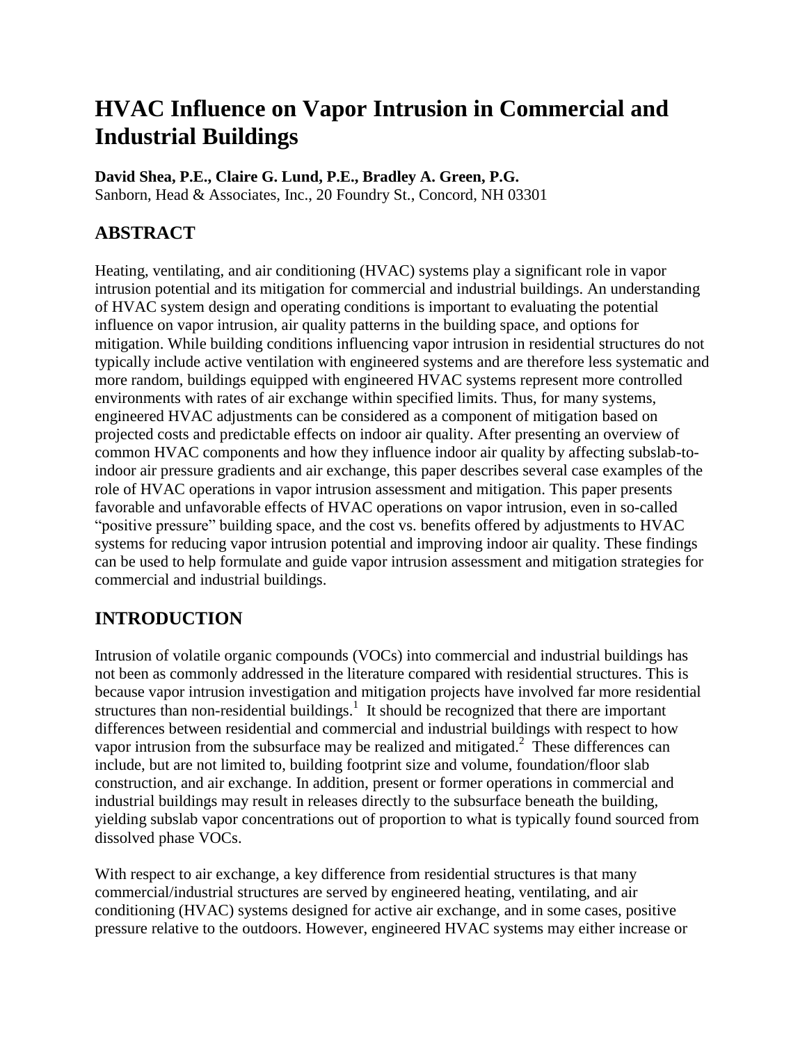# HVAC Influence on Vapor Intrusion in Commercial and Industrial Buildings

**David Shea, P.E., Claire G. Lund, P.E., Bradley A. Green, P.G.**
Sanborn, Head & Associates, Inc., 20 Foundry St., Concord, NH 03301

## ABSTRACT

Heating, ventilating, and air conditioning (HVAC) systems play a significant role in vapor intrusion potential and its mitigation for commercial and industrial buildings. An understanding of HVAC system design and operating conditions is important to evaluating the potential influence on vapor intrusion, air quality patterns in the building space, and options for mitigation. While building conditions influencing vapor intrusion in residential structures do not typically include active ventilation with engineered systems and are therefore less systematic and more random, buildings equipped with engineered HVAC systems represent more controlled environments with rates of air exchange within specified limits. Thus, for many systems, engineered HVAC adjustments can be considered as a component of mitigation based on projected costs and predictable effects on indoor air quality. After presenting an overview of common HVAC components and how they influence indoor air quality by affecting subslab-to-indoor air pressure gradients and air exchange, this paper describes several case examples of the role of HVAC operations in vapor intrusion assessment and mitigation. This paper presents favorable and unfavorable effects of HVAC operations on vapor intrusion, even in so-called "positive pressure" building space, and the cost vs. benefits offered by adjustments to HVAC systems for reducing vapor intrusion potential and improving indoor air quality. These findings can be used to help formulate and guide vapor intrusion assessment and mitigation strategies for commercial and industrial buildings.

## INTRODUCTION

Intrusion of volatile organic compounds (VOCs) into commercial and industrial buildings has not been as commonly addressed in the literature compared with residential structures. This is because vapor intrusion investigation and mitigation projects have involved far more residential structures than non-residential buildings.[1] It should be recognized that there are important differences between residential and commercial and industrial buildings with respect to how vapor intrusion from the subsurface may be realized and mitigated.[2] These differences can include, but are not limited to, building footprint size and volume, foundation/floor slab construction, and air exchange. In addition, present or former operations in commercial and industrial buildings may result in releases directly to the subsurface beneath the building, yielding subslab vapor concentrations out of proportion to what is typically found sourced from dissolved phase VOCs.

With respect to air exchange, a key difference from residential structures is that many commercial/industrial structures are served by engineered heating, ventilating, and air conditioning (HVAC) systems designed for active air exchange, and in some cases, positive pressure relative to the outdoors. However, engineered HVAC systems may either increase or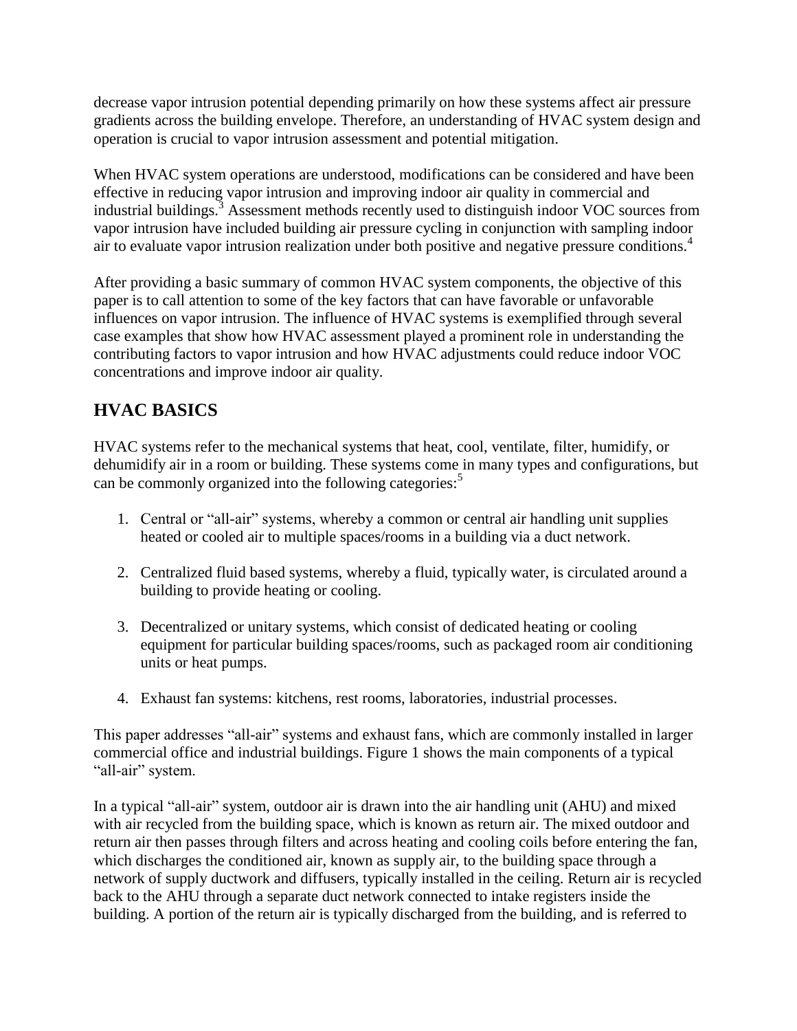decrease vapor intrusion potential depending primarily on how these systems affect air pressure gradients across the building envelope. Therefore, an understanding of HVAC system design and operation is crucial to vapor intrusion assessment and potential mitigation.

When HVAC system operations are understood, modifications can be considered and have been effective in reducing vapor intrusion and improving indoor air quality in commercial and industrial buildings.[3] Assessment methods recently used to distinguish indoor VOC sources from vapor intrusion have included building air pressure cycling in conjunction with sampling indoor air to evaluate vapor intrusion realization under both positive and negative pressure conditions.[4]

After providing a basic summary of common HVAC system components, the objective of this paper is to call attention to some of the key factors that can have favorable or unfavorable influences on vapor intrusion. The influence of HVAC systems is exemplified through several case examples that show how HVAC assessment played a prominent role in understanding the contributing factors to vapor intrusion and how HVAC adjustments could reduce indoor VOC concentrations and improve indoor air quality.

## HVAC BASICS

HVAC systems refer to the mechanical systems that heat, cool, ventilate, filter, humidify, or dehumidify air in a room or building. These systems come in many types and configurations, but can be commonly organized into the following categories:[5]

1. Central or "all-air" systems, whereby a common or central air handling unit supplies heated or cooled air to multiple spaces/rooms in a building via a duct network.

2. Centralized fluid based systems, whereby a fluid, typically water, is circulated around a building to provide heating or cooling.

3. Decentralized or unitary systems, which consist of dedicated heating or cooling equipment for particular building spaces/rooms, such as packaged room air conditioning units or heat pumps.

4. Exhaust fan systems: kitchens, rest rooms, laboratories, industrial processes.

This paper addresses "all-air" systems and exhaust fans, which are commonly installed in larger commercial office and industrial buildings. Figure 1 shows the main components of a typical "all-air" system.

In a typical "all-air" system, outdoor air is drawn into the air handling unit (AHU) and mixed with air recycled from the building space, which is known as return air. The mixed outdoor and return air then passes through filters and across heating and cooling coils before entering the fan, which discharges the conditioned air, known as supply air, to the building space through a network of supply ductwork and diffusers, typically installed in the ceiling. Return air is recycled back to the AHU through a separate duct network connected to intake registers inside the building. A portion of the return air is typically discharged from the building, and is referred to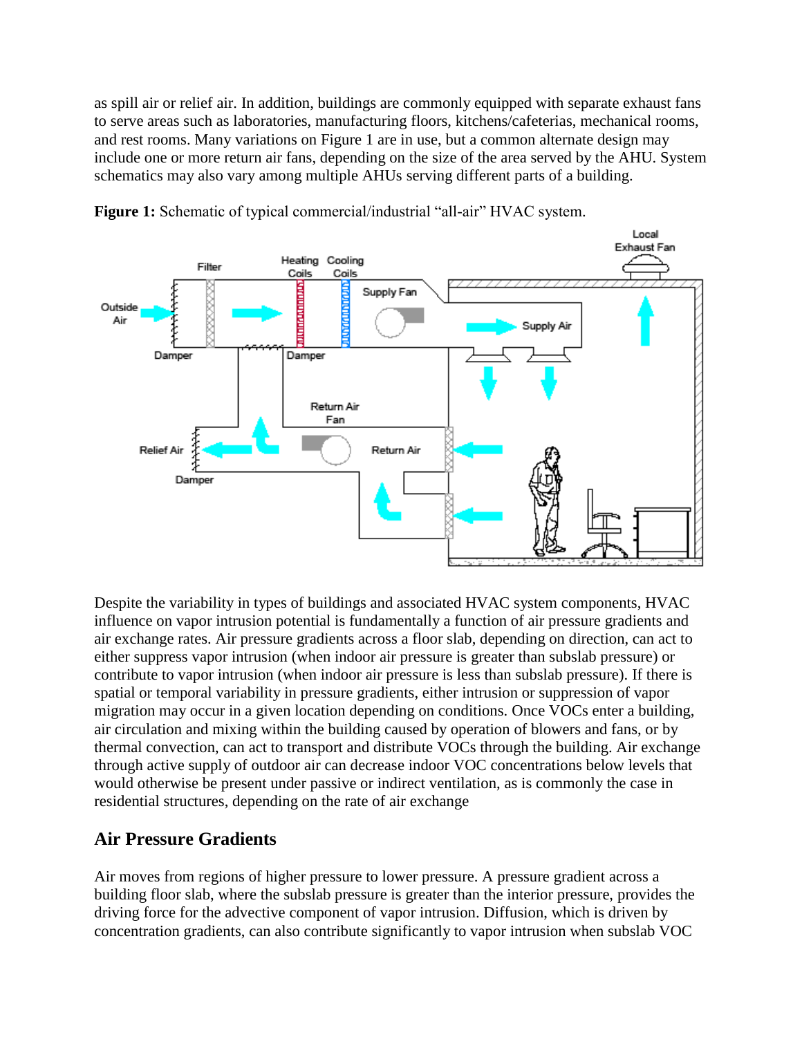as spill air or relief air. In addition, buildings are commonly equipped with separate exhaust fans to serve areas such as laboratories, manufacturing floors, kitchens/cafeterias, mechanical rooms, and rest rooms. Many variations on Figure 1 are in use, but a common alternate design may include one or more return air fans, depending on the size of the area served by the AHU. System schematics may also vary among multiple AHUs serving different parts of a building.

**Figure 1:** Schematic of typical commercial/industrial "all-air" HVAC system.

Despite the variability in types of buildings and associated HVAC system components, HVAC influence on vapor intrusion potential is fundamentally a function of air pressure gradients and air exchange rates. Air pressure gradients across a floor slab, depending on direction, can act to either suppress vapor intrusion (when indoor air pressure is greater than subslab pressure) or contribute to vapor intrusion (when indoor air pressure is less than subslab pressure). If there is spatial or temporal variability in pressure gradients, either intrusion or suppression of vapor migration may occur in a given location depending on conditions. Once VOCs enter a building, air circulation and mixing within the building caused by operation of blowers and fans, or by thermal convection, can act to transport and distribute VOCs through the building. Air exchange through active supply of outdoor air can decrease indoor VOC concentrations below levels that would otherwise be present under passive or indirect ventilation, as is commonly the case in residential structures, depending on the rate of air exchange

## Air Pressure Gradients

Air moves from regions of higher pressure to lower pressure. A pressure gradient across a building floor slab, where the subslab pressure is greater than the interior pressure, provides the driving force for the advective component of vapor intrusion. Diffusion, which is driven by concentration gradients, can also contribute significantly to vapor intrusion when subslab VOC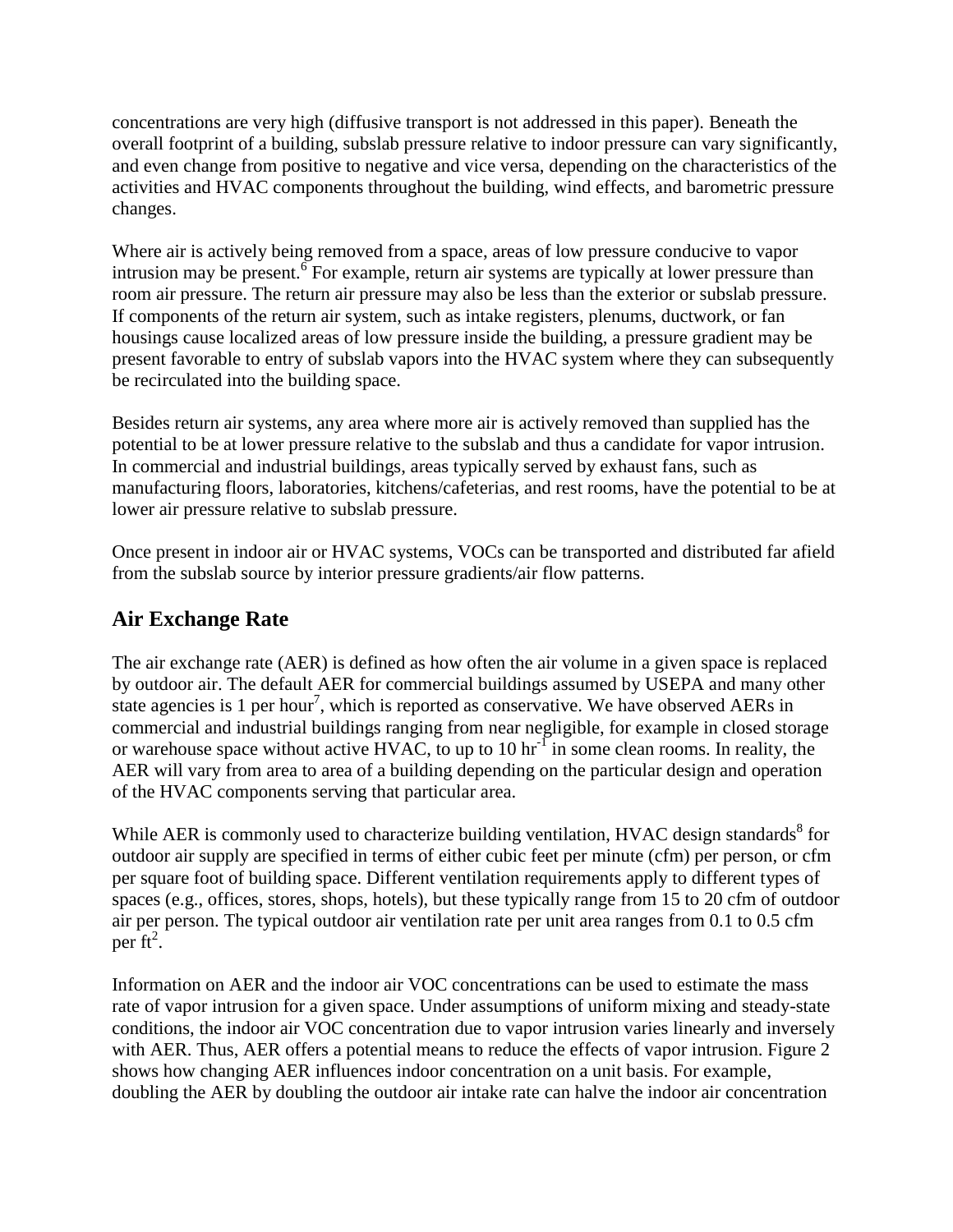concentrations are very high (diffusive transport is not addressed in this paper). Beneath the overall footprint of a building, subslab pressure relative to indoor pressure can vary significantly, and even change from positive to negative and vice versa, depending on the characteristics of the activities and HVAC components throughout the building, wind effects, and barometric pressure changes.

Where air is actively being removed from a space, areas of low pressure conducive to vapor intrusion may be present.[6] For example, return air systems are typically at lower pressure than room air pressure. The return air pressure may also be less than the exterior or subslab pressure. If components of the return air system, such as intake registers, plenums, ductwork, or fan housings cause localized areas of low pressure inside the building, a pressure gradient may be present favorable to entry of subslab vapors into the HVAC system where they can subsequently be recirculated into the building space.

Besides return air systems, any area where more air is actively removed than supplied has the potential to be at lower pressure relative to the subslab and thus a candidate for vapor intrusion. In commercial and industrial buildings, areas typically served by exhaust fans, such as manufacturing floors, laboratories, kitchens/cafeterias, and rest rooms, have the potential to be at lower air pressure relative to subslab pressure.

Once present in indoor air or HVAC systems, VOCs can be transported and distributed far afield from the subslab source by interior pressure gradients/air flow patterns.

## Air Exchange Rate

The air exchange rate (AER) is defined as how often the air volume in a given space is replaced by outdoor air. The default AER for commercial buildings assumed by USEPA and many other state agencies is 1 per hour[7], which is reported as conservative. We have observed AERs in commercial and industrial buildings ranging from near negligible, for example in closed storage or warehouse space without active HVAC, to up to 10 $hr^{-1}$ in some clean rooms. In reality, the AER will vary from area to area of a building depending on the particular design and operation of the HVAC components serving that particular area.

While AER is commonly used to characterize building ventilation, HVAC design standards[8] for outdoor air supply are specified in terms of either cubic feet per minute (cfm) per person, or cfm per square foot of building space. Different ventilation requirements apply to different types of spaces (e.g., offices, stores, shops, hotels), but these typically range from 15 to 20 cfm of outdoor air per person. The typical outdoor air ventilation rate per unit area ranges from 0.1 to 0.5 cfm per $ft^2$.

Information on AER and the indoor air VOC concentrations can be used to estimate the mass rate of vapor intrusion for a given space. Under assumptions of uniform mixing and steady-state conditions, the indoor air VOC concentration due to vapor intrusion varies linearly and inversely with AER. Thus, AER offers a potential means to reduce the effects of vapor intrusion. Figure 2 shows how changing AER influences indoor concentration on a unit basis. For example, doubling the AER by doubling the outdoor air intake rate can halve the indoor air concentration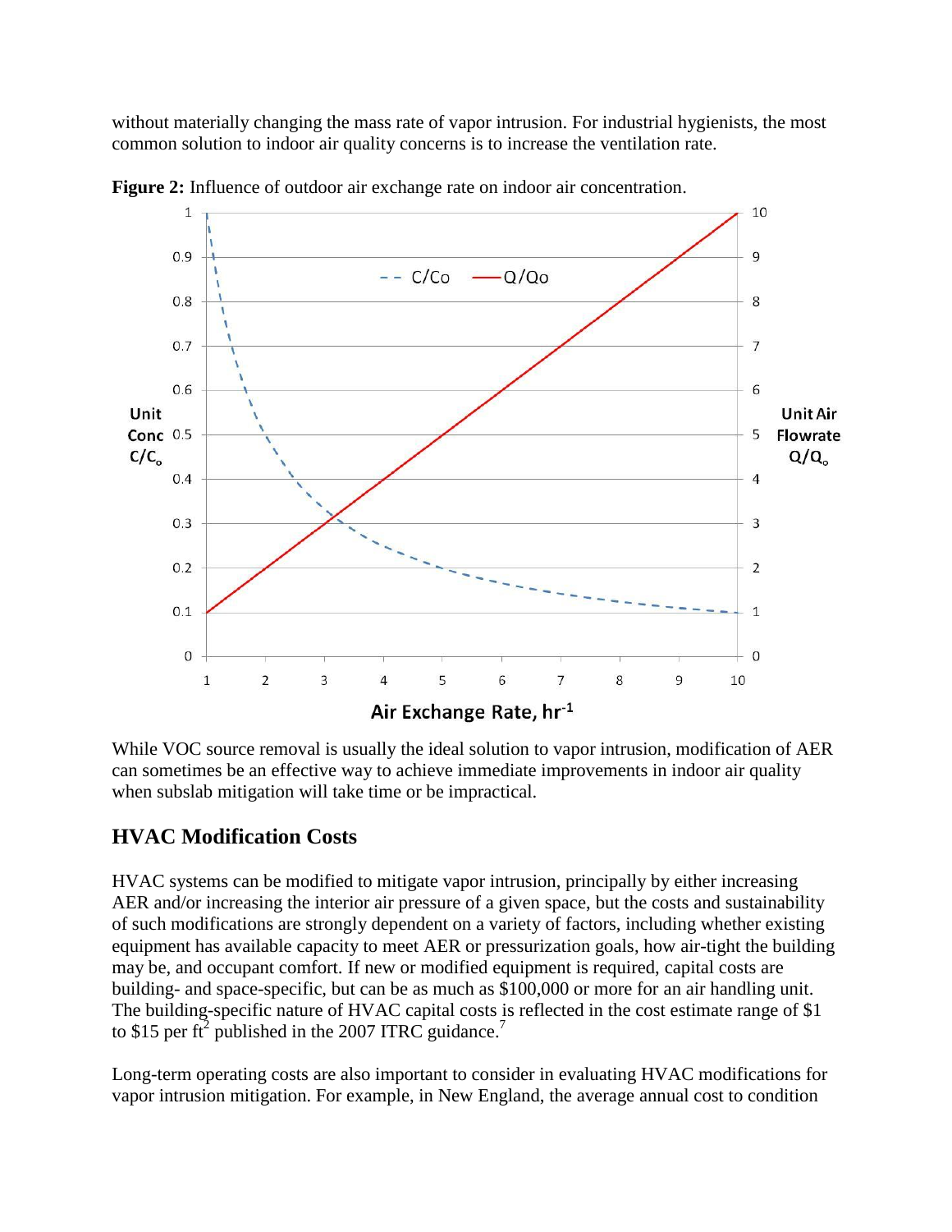without materially changing the mass rate of vapor intrusion. For industrial hygienists, the most common solution to indoor air quality concerns is to increase the ventilation rate.

**Figure 2:** Influence of outdoor air exchange rate on indoor air concentration.

While VOC source removal is usually the ideal solution to vapor intrusion, modification of AER can sometimes be an effective way to achieve immediate improvements in indoor air quality when subslab mitigation will take time or be impractical.

## HVAC Modification Costs

HVAC systems can be modified to mitigate vapor intrusion, principally by either increasing AER and/or increasing the interior air pressure of a given space, but the costs and sustainability of such modifications are strongly dependent on a variety of factors, including whether existing equipment has available capacity to meet AER or pressurization goals, how air-tight the building may be, and occupant comfort. If new or modified equipment is required, capital costs are building- and space-specific, but can be as much as $100,000 or more for an air handling unit. The building-specific nature of HVAC capital costs is reflected in the cost estimate range of $1 to $15 per $ft^2$ published in the 2007 ITRC guidance.[7]

Long-term operating costs are also important to consider in evaluating HVAC modifications for vapor intrusion mitigation. For example, in New England, the average annual cost to condition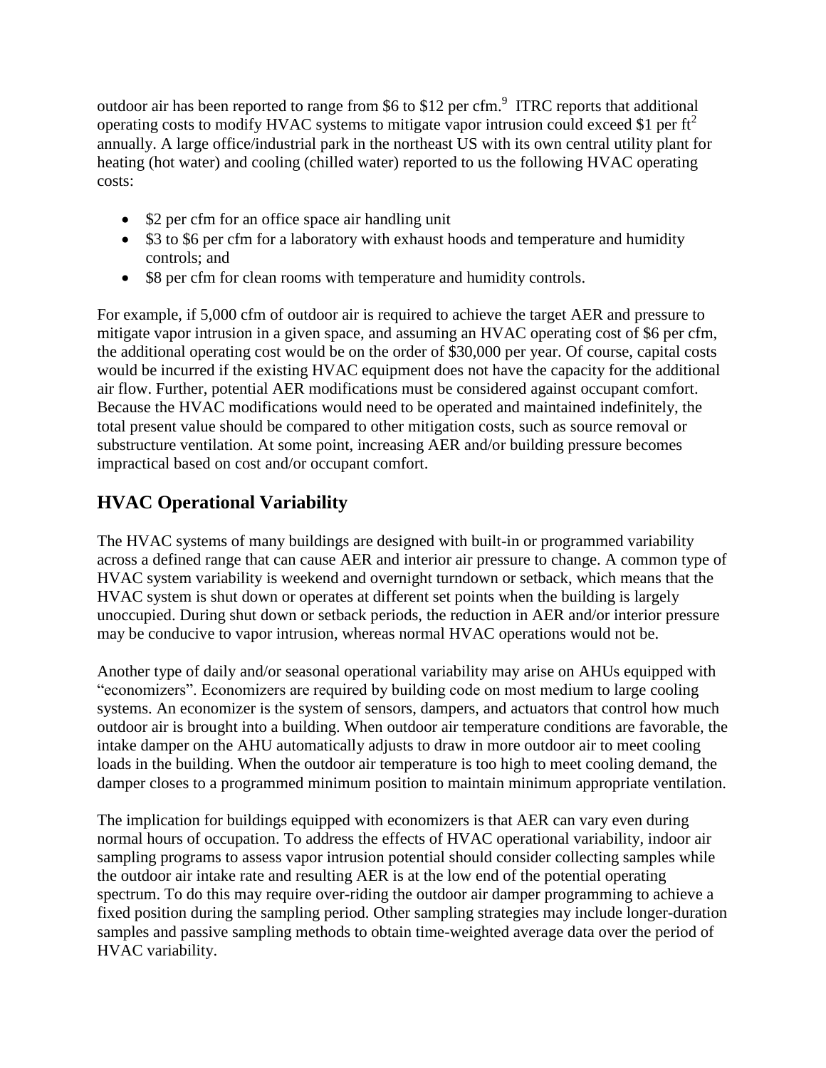outdoor air has been reported to range from $6 to $12 per cfm.[9] ITRC reports that additional operating costs to modify HVAC systems to mitigate vapor intrusion could exceed $1 per $ft^2$ annually. A large office/industrial park in the northeast US with its own central utility plant for heating (hot water) and cooling (chilled water) reported to us the following HVAC operating costs:

- $2 per cfm for an office space air handling unit
- $3 to $6 per cfm for a laboratory with exhaust hoods and temperature and humidity controls; and
- $8 per cfm for clean rooms with temperature and humidity controls.

For example, if 5,000 cfm of outdoor air is required to achieve the target AER and pressure to mitigate vapor intrusion in a given space, and assuming an HVAC operating cost of $6 per cfm, the additional operating cost would be on the order of $30,000 per year. Of course, capital costs would be incurred if the existing HVAC equipment does not have the capacity for the additional air flow. Further, potential AER modifications must be considered against occupant comfort. Because the HVAC modifications would need to be operated and maintained indefinitely, the total present value should be compared to other mitigation costs, such as source removal or substructure ventilation. At some point, increasing AER and/or building pressure becomes impractical based on cost and/or occupant comfort.

## HVAC Operational Variability

The HVAC systems of many buildings are designed with built-in or programmed variability across a defined range that can cause AER and interior air pressure to change. A common type of HVAC system variability is weekend and overnight turndown or setback, which means that the HVAC system is shut down or operates at different set points when the building is largely unoccupied. During shut down or setback periods, the reduction in AER and/or interior pressure may be conducive to vapor intrusion, whereas normal HVAC operations would not be.

Another type of daily and/or seasonal operational variability may arise on AHUs equipped with "economizers". Economizers are required by building code on most medium to large cooling systems. An economizer is the system of sensors, dampers, and actuators that control how much outdoor air is brought into a building. When outdoor air temperature conditions are favorable, the intake damper on the AHU automatically adjusts to draw in more outdoor air to meet cooling loads in the building. When the outdoor air temperature is too high to meet cooling demand, the damper closes to a programmed minimum position to maintain minimum appropriate ventilation.

The implication for buildings equipped with economizers is that AER can vary even during normal hours of occupation. To address the effects of HVAC operational variability, indoor air sampling programs to assess vapor intrusion potential should consider collecting samples while the outdoor air intake rate and resulting AER is at the low end of the potential operating spectrum. To do this may require over-riding the outdoor air damper programming to achieve a fixed position during the sampling period. Other sampling strategies may include longer-duration samples and passive sampling methods to obtain time-weighted average data over the period of HVAC variability.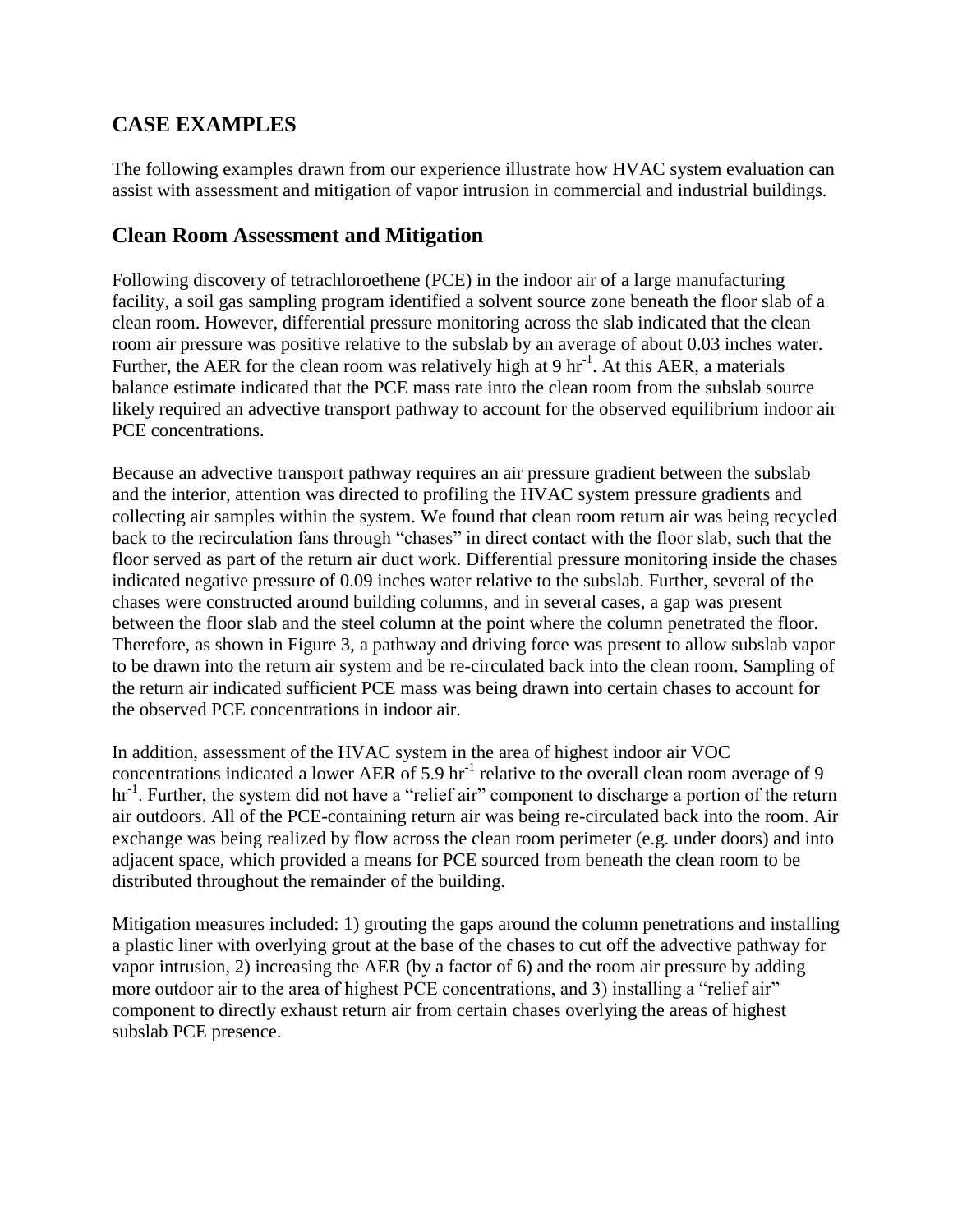## CASE EXAMPLES

The following examples drawn from our experience illustrate how HVAC system evaluation can assist with assessment and mitigation of vapor intrusion in commercial and industrial buildings.

### Clean Room Assessment and Mitigation

Following discovery of tetrachloroethene (PCE) in the indoor air of a large manufacturing facility, a soil gas sampling program identified a solvent source zone beneath the floor slab of a clean room. However, differential pressure monitoring across the slab indicated that the clean room air pressure was positive relative to the subslab by an average of about 0.03 inches water. Further, the AER for the clean room was relatively high at 9 $hr^{-1}$. At this AER, a materials balance estimate indicated that the PCE mass rate into the clean room from the subslab source likely required an advective transport pathway to account for the observed equilibrium indoor air PCE concentrations.

Because an advective transport pathway requires an air pressure gradient between the subslab and the interior, attention was directed to profiling the HVAC system pressure gradients and collecting air samples within the system. We found that clean room return air was being recycled back to the recirculation fans through "chases" in direct contact with the floor slab, such that the floor served as part of the return air duct work. Differential pressure monitoring inside the chases indicated negative pressure of 0.09 inches water relative to the subslab. Further, several of the chases were constructed around building columns, and in several cases, a gap was present between the floor slab and the steel column at the point where the column penetrated the floor. Therefore, as shown in Figure 3, a pathway and driving force was present to allow subslab vapor to be drawn into the return air system and be re-circulated back into the clean room. Sampling of the return air indicated sufficient PCE mass was being drawn into certain chases to account for the observed PCE concentrations in indoor air.

In addition, assessment of the HVAC system in the area of highest indoor air VOC concentrations indicated a lower AER of 5.9 $hr^{-1}$ relative to the overall clean room average of 9 $hr^{-1}$. Further, the system did not have a "relief air" component to discharge a portion of the return air outdoors. All of the PCE-containing return air was being re-circulated back into the room. Air exchange was being realized by flow across the clean room perimeter (e.g. under doors) and into adjacent space, which provided a means for PCE sourced from beneath the clean room to be distributed throughout the remainder of the building.

Mitigation measures included: 1) grouting the gaps around the column penetrations and installing a plastic liner with overlying grout at the base of the chases to cut off the advective pathway for vapor intrusion, 2) increasing the AER (by a factor of 6) and the room air pressure by adding more outdoor air to the area of highest PCE concentrations, and 3) installing a "relief air" component to directly exhaust return air from certain chases overlying the areas of highest subslab PCE presence.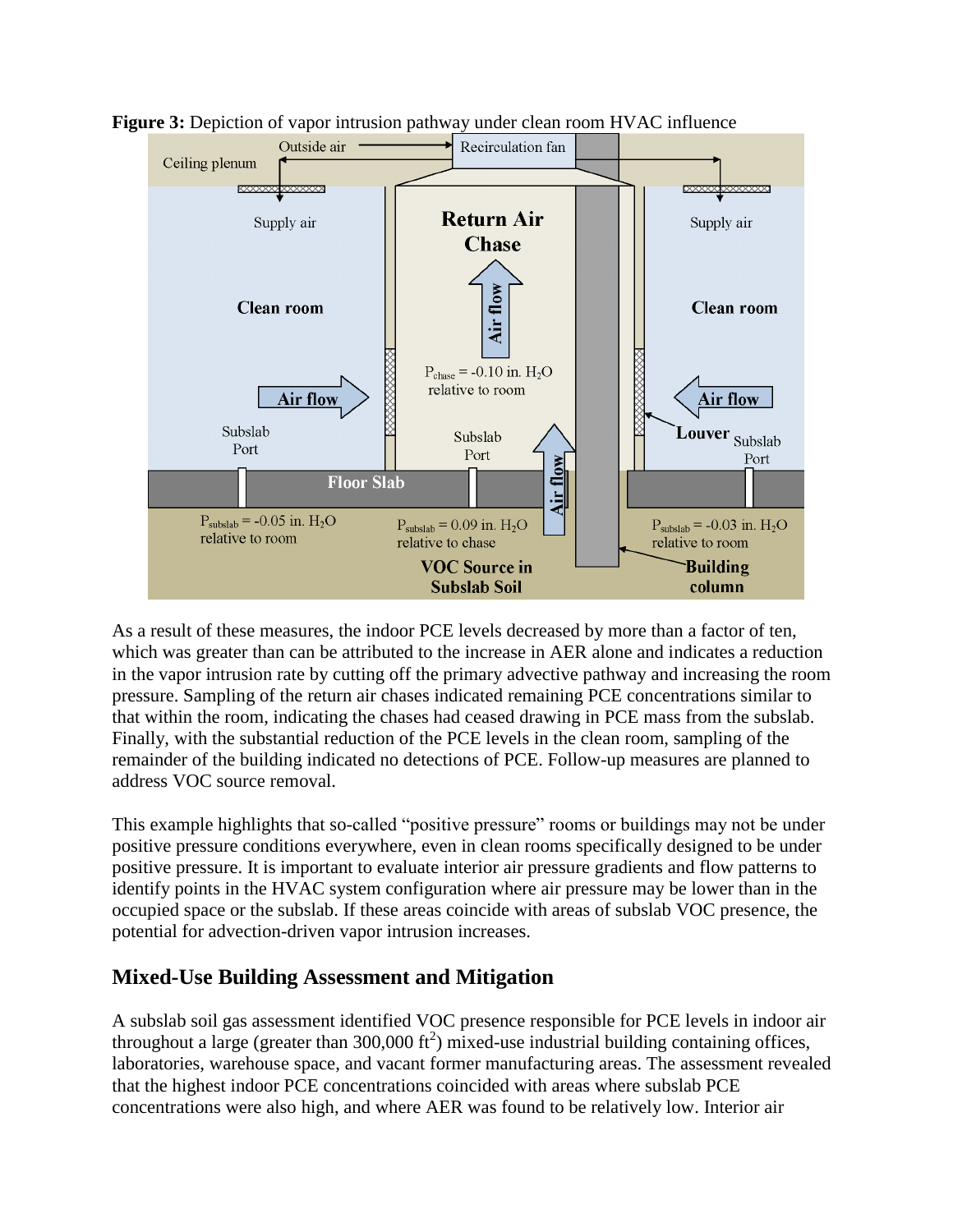**Figure 3:** Depiction of vapor intrusion pathway under clean room HVAC influence

As a result of these measures, the indoor PCE levels decreased by more than a factor of ten, which was greater than can be attributed to the increase in AER alone and indicates a reduction in the vapor intrusion rate by cutting off the primary advective pathway and increasing the room pressure. Sampling of the return air chases indicated remaining PCE concentrations similar to that within the room, indicating the chases had ceased drawing in PCE mass from the subslab. Finally, with the substantial reduction of the PCE levels in the clean room, sampling of the remainder of the building indicated no detections of PCE. Follow-up measures are planned to address VOC source removal.

This example highlights that so-called "positive pressure" rooms or buildings may not be under positive pressure conditions everywhere, even in clean rooms specifically designed to be under positive pressure. It is important to evaluate interior air pressure gradients and flow patterns to identify points in the HVAC system configuration where air pressure may be lower than in the occupied space or the subslab. If these areas coincide with areas of subslab VOC presence, the potential for advection-driven vapor intrusion increases.

## Mixed-Use Building Assessment and Mitigation

A subslab soil gas assessment identified VOC presence responsible for PCE levels in indoor air throughout a large (greater than 300,000 $ft^2$) mixed-use industrial building containing offices, laboratories, warehouse space, and vacant former manufacturing areas. The assessment revealed that the highest indoor PCE concentrations coincided with areas where subslab PCE concentrations were also high, and where AER was found to be relatively low. Interior air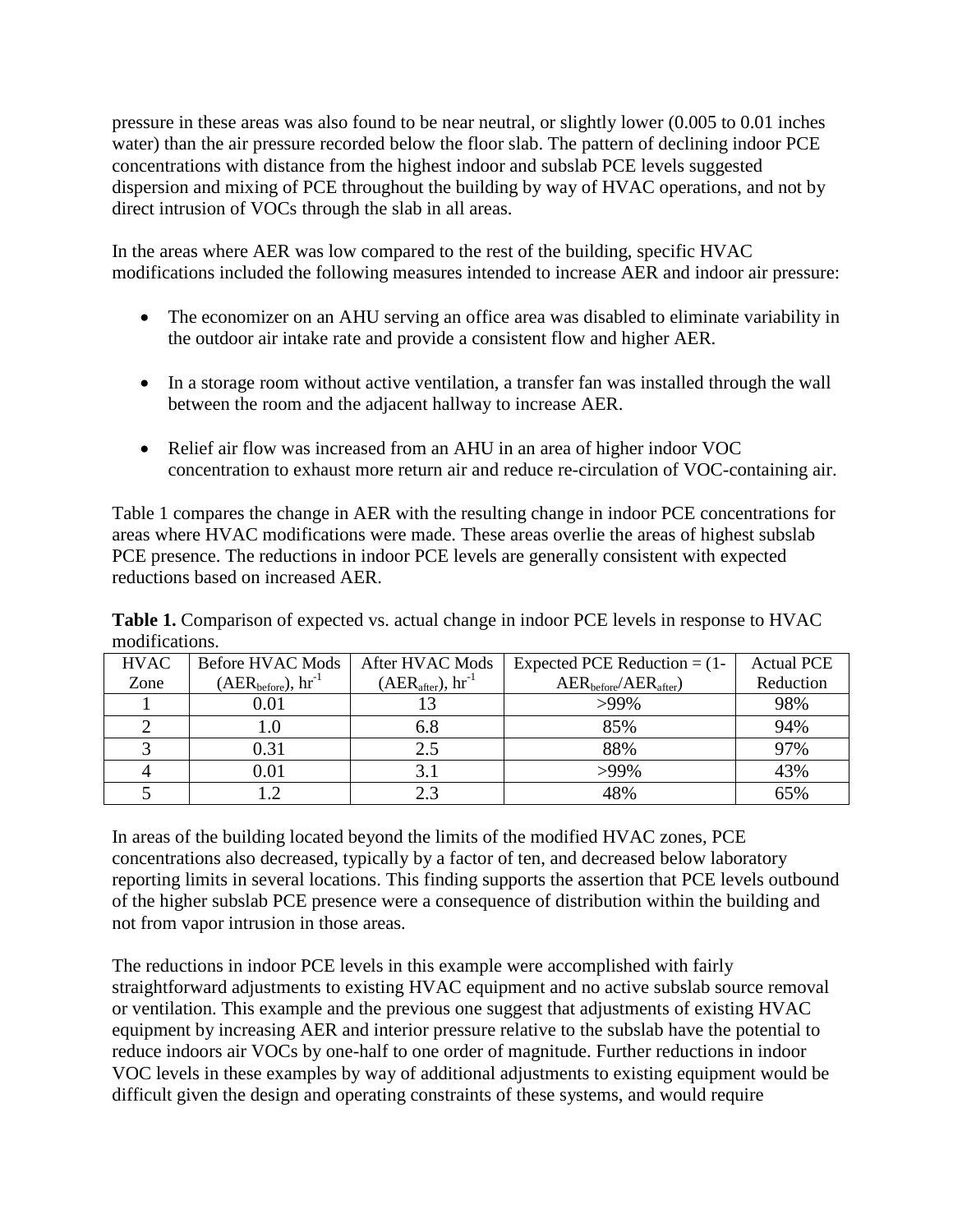pressure in these areas was also found to be near neutral, or slightly lower (0.005 to 0.01 inches water) than the air pressure recorded below the floor slab. The pattern of declining indoor PCE concentrations with distance from the highest indoor and subslab PCE levels suggested dispersion and mixing of PCE throughout the building by way of HVAC operations, and not by direct intrusion of VOCs through the slab in all areas.

In the areas where AER was low compared to the rest of the building, specific HVAC modifications included the following measures intended to increase AER and indoor air pressure:

- The economizer on an AHU serving an office area was disabled to eliminate variability in the outdoor air intake rate and provide a consistent flow and higher AER.
- In a storage room without active ventilation, a transfer fan was installed through the wall between the room and the adjacent hallway to increase AER.
- Relief air flow was increased from an AHU in an area of higher indoor VOC concentration to exhaust more return air and reduce re-circulation of VOC-containing air.

Table 1 compares the change in AER with the resulting change in indoor PCE concentrations for areas where HVAC modifications were made. These areas overlie the areas of highest subslab PCE presence. The reductions in indoor PCE levels are generally consistent with expected reductions based on increased AER.

**Table 1.** Comparison of expected vs. actual change in indoor PCE levels in response to HVAC modifications.

| HVAC Zone | Before HVAC Mods ($AER_{before}$), $hr^{-1}$ | After HVAC Mods ($AER_{after}$), $hr^{-1}$ | Expected PCE Reduction = ($1 - AER_{before}/AER_{after}$) | Actual PCE Reduction |
|---|---|---|---|---|
| 1 | 0.01 | 13 | >99% | 98% |
| 2 | 1.0 | 6.8 | 85% | 94% |
| 3 | 0.31 | 2.5 | 88% | 97% |
| 4 | 0.01 | 3.1 | >99% | 43% |
| 5 | 1.2 | 2.3 | 48% | 65% |

In areas of the building located beyond the limits of the modified HVAC zones, PCE concentrations also decreased, typically by a factor of ten, and decreased below laboratory reporting limits in several locations. This finding supports the assertion that PCE levels outbound of the higher subslab PCE presence were a consequence of distribution within the building and not from vapor intrusion in those areas.

The reductions in indoor PCE levels in this example were accomplished with fairly straightforward adjustments to existing HVAC equipment and no active subslab source removal or ventilation. This example and the previous one suggest that adjustments of existing HVAC equipment by increasing AER and interior pressure relative to the subslab have the potential to reduce indoors air VOCs by one-half to one order of magnitude. Further reductions in indoor VOC levels in these examples by way of additional adjustments to existing equipment would be difficult given the design and operating constraints of these systems, and would require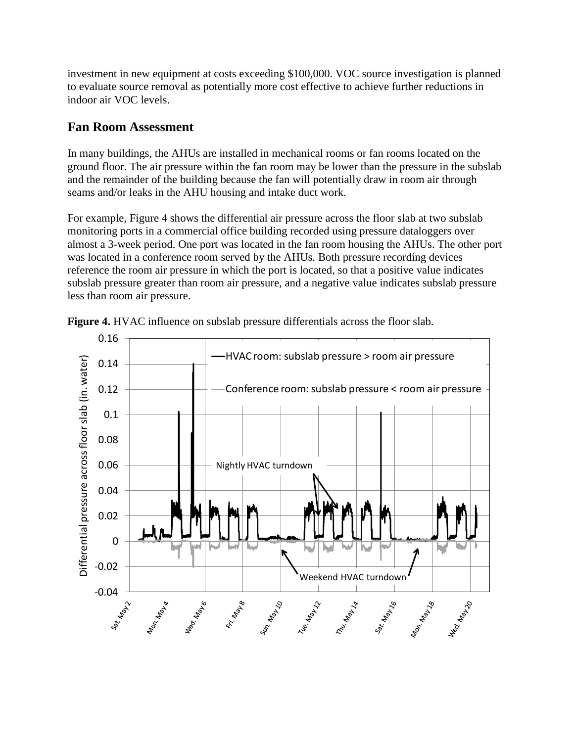investment in new equipment at costs exceeding $100,000. VOC source investigation is planned to evaluate source removal as potentially more cost effective to achieve further reductions in indoor air VOC levels.

## Fan Room Assessment

In many buildings, the AHUs are installed in mechanical rooms or fan rooms located on the ground floor. The air pressure within the fan room may be lower than the pressure in the subslab and the remainder of the building because the fan will potentially draw in room air through seams and/or leaks in the AHU housing and intake duct work.

For example, Figure 4 shows the differential air pressure across the floor slab at two subslab monitoring ports in a commercial office building recorded using pressure dataloggers over almost a 3-week period. One port was located in the fan room housing the AHUs. The other port was located in a conference room served by the AHUs. Both pressure recording devices reference the room air pressure in which the port is located, so that a positive value indicates subslab pressure greater than room air pressure, and a negative value indicates subslab pressure less than room air pressure.

**Figure 4.** HVAC influence on subslab pressure differentials across the floor slab.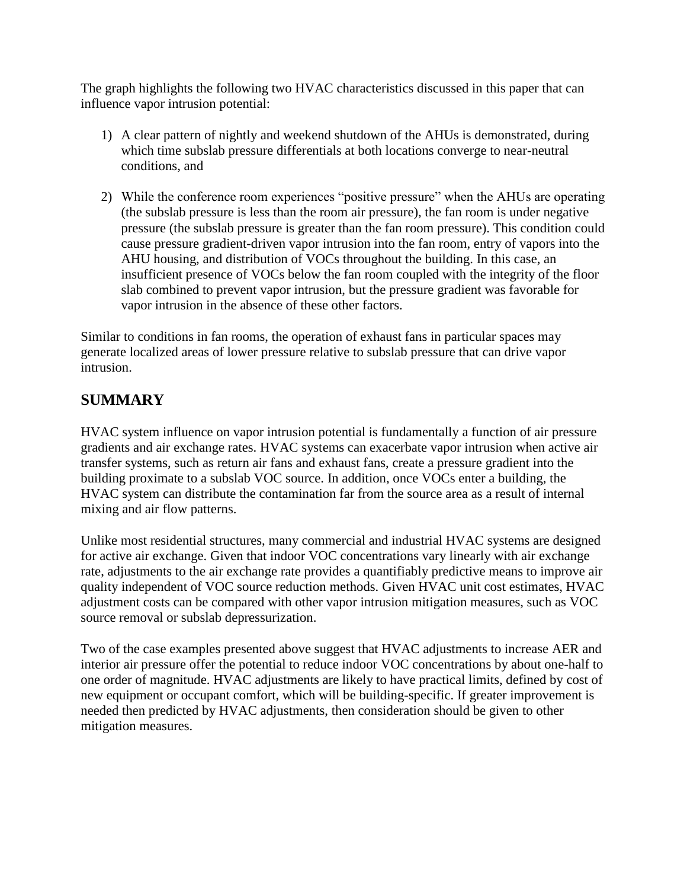The graph highlights the following two HVAC characteristics discussed in this paper that can influence vapor intrusion potential:

1) A clear pattern of nightly and weekend shutdown of the AHUs is demonstrated, during which time subslab pressure differentials at both locations converge to near-neutral conditions, and

2) While the conference room experiences “positive pressure” when the AHUs are operating (the subslab pressure is less than the room air pressure), the fan room is under negative pressure (the subslab pressure is greater than the fan room pressure). This condition could cause pressure gradient-driven vapor intrusion into the fan room, entry of vapors into the AHU housing, and distribution of VOCs throughout the building. In this case, an insufficient presence of VOCs below the fan room coupled with the integrity of the floor slab combined to prevent vapor intrusion, but the pressure gradient was favorable for vapor intrusion in the absence of these other factors.

Similar to conditions in fan rooms, the operation of exhaust fans in particular spaces may generate localized areas of lower pressure relative to subslab pressure that can drive vapor intrusion.

## SUMMARY

HVAC system influence on vapor intrusion potential is fundamentally a function of air pressure gradients and air exchange rates. HVAC systems can exacerbate vapor intrusion when active air transfer systems, such as return air fans and exhaust fans, create a pressure gradient into the building proximate to a subslab VOC source. In addition, once VOCs enter a building, the HVAC system can distribute the contamination far from the source area as a result of internal mixing and air flow patterns.

Unlike most residential structures, many commercial and industrial HVAC systems are designed for active air exchange. Given that indoor VOC concentrations vary linearly with air exchange rate, adjustments to the air exchange rate provides a quantifiably predictive means to improve air quality independent of VOC source reduction methods. Given HVAC unit cost estimates, HVAC adjustment costs can be compared with other vapor intrusion mitigation measures, such as VOC source removal or subslab depressurization.

Two of the case examples presented above suggest that HVAC adjustments to increase AER and interior air pressure offer the potential to reduce indoor VOC concentrations by about one-half to one order of magnitude. HVAC adjustments are likely to have practical limits, defined by cost of new equipment or occupant comfort, which will be building-specific. If greater improvement is needed then predicted by HVAC adjustments, then consideration should be given to other mitigation measures.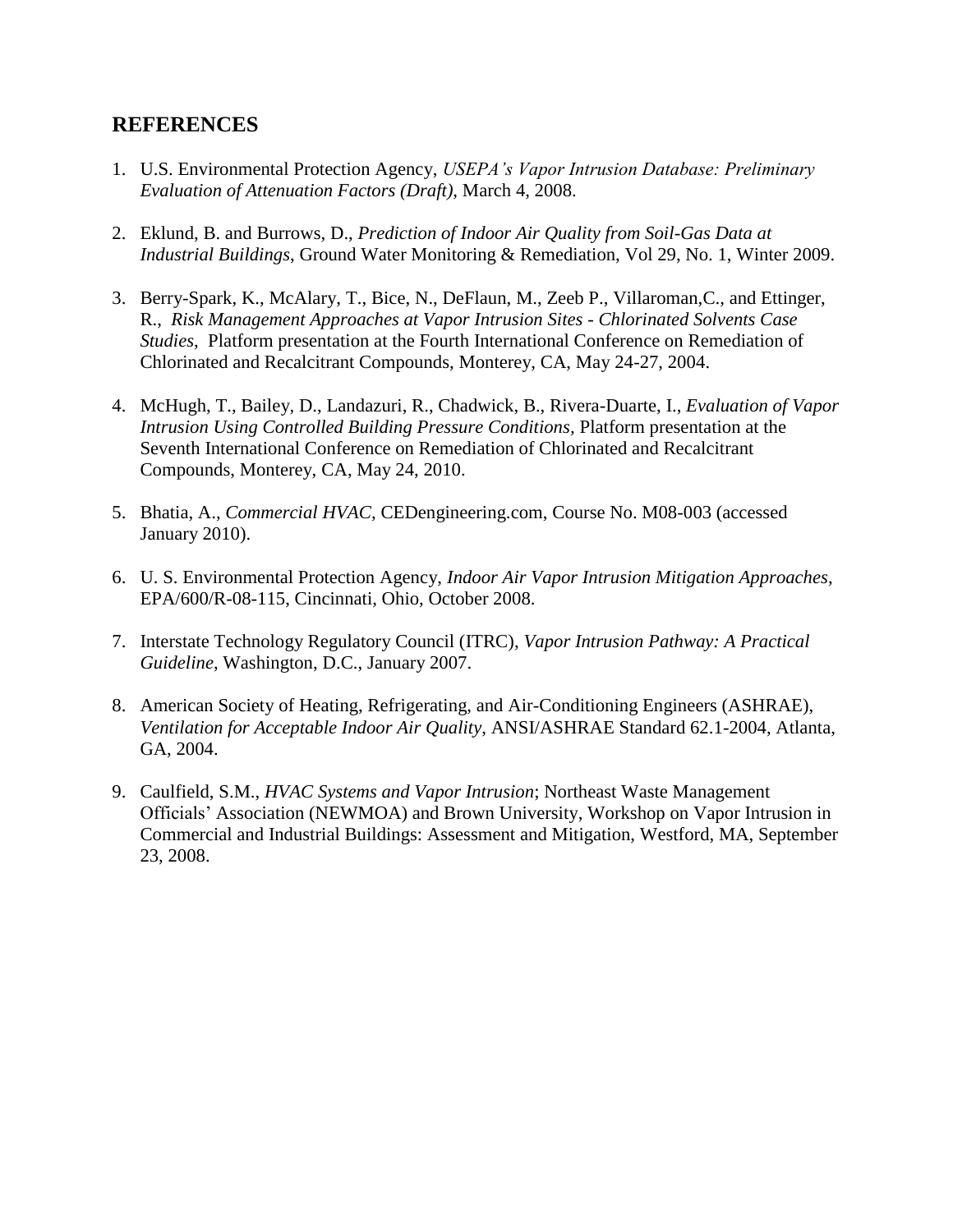## REFERENCES

1. U.S. Environmental Protection Agency, *USEPA's Vapor Intrusion Database: Preliminary Evaluation of Attenuation Factors (Draft)*, March 4, 2008.

2. Eklund, B. and Burrows, D., *Prediction of Indoor Air Quality from Soil-Gas Data at Industrial Buildings*, Ground Water Monitoring & Remediation, Vol 29, No. 1, Winter 2009.

3. Berry-Spark, K., McAlary, T., Bice, N., DeFlaun, M., Zeeb P., Villaroman,C., and Ettinger, R., *Risk Management Approaches at Vapor Intrusion Sites - Chlorinated Solvents Case Studies*, Platform presentation at the Fourth International Conference on Remediation of Chlorinated and Recalcitrant Compounds, Monterey, CA, May 24-27, 2004.

4. McHugh, T., Bailey, D., Landazuri, R., Chadwick, B., Rivera-Duarte, I., *Evaluation of Vapor Intrusion Using Controlled Building Pressure Conditions*, Platform presentation at the Seventh International Conference on Remediation of Chlorinated and Recalcitrant Compounds, Monterey, CA, May 24, 2010.

5. Bhatia, A., *Commercial HVAC*, CEDengineering.com, Course No. M08-003 (accessed January 2010).

6. U. S. Environmental Protection Agency, *Indoor Air Vapor Intrusion Mitigation Approaches*, EPA/600/R-08-115, Cincinnati, Ohio, October 2008.

7. Interstate Technology Regulatory Council (ITRC), *Vapor Intrusion Pathway: A Practical Guideline*, Washington, D.C., January 2007.

8. American Society of Heating, Refrigerating, and Air-Conditioning Engineers (ASHRAE), *Ventilation for Acceptable Indoor Air Quality*, ANSI/ASHRAE Standard 62.1-2004, Atlanta, GA, 2004.

9. Caulfield, S.M., *HVAC Systems and Vapor Intrusion*; Northeast Waste Management Officials' Association (NEWMOA) and Brown University, Workshop on Vapor Intrusion in Commercial and Industrial Buildings: Assessment and Mitigation, Westford, MA, September 23, 2008.